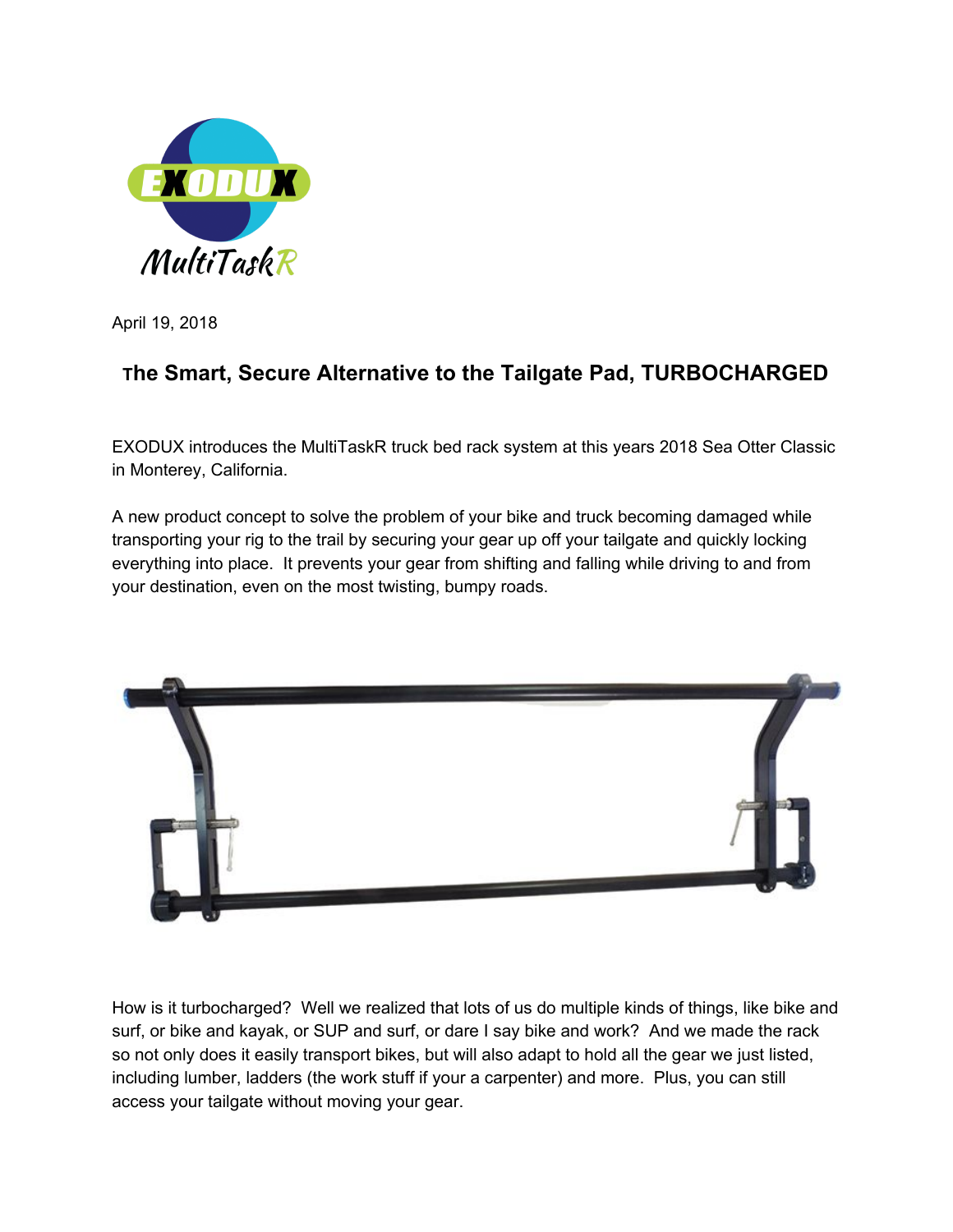April 19, 2018

## The Smart, Secure Alternative to the Tailgate Pad, TURBOCHARGED

EXODUX introduces the MultiTaskR truck bed rack system at this years 2018 Sea Otter Classic in Monterey, California.

A new product concept to solve the problem of your bike and truck becoming damaged while transporting your rig to the trail by securing your gear up off your tailgate and quickly locking everything into place. It prevents your gear from shifting and falling while driving to and from your destination, even on the most twisting, bumpy roads.

How is it turbocharged? Well we realized that lots of us do multiple kinds of things, like bike and surf, or bike and kayak, or SUP and surf, or dare I say bike and work? And we made the rack so not only does it easily transport bikes, but will also adapt to hold all the gear we just listed, including lumber, ladders (the work stuff if your a carpenter) and more. Plus, you can still access your tailgate without moving your gear.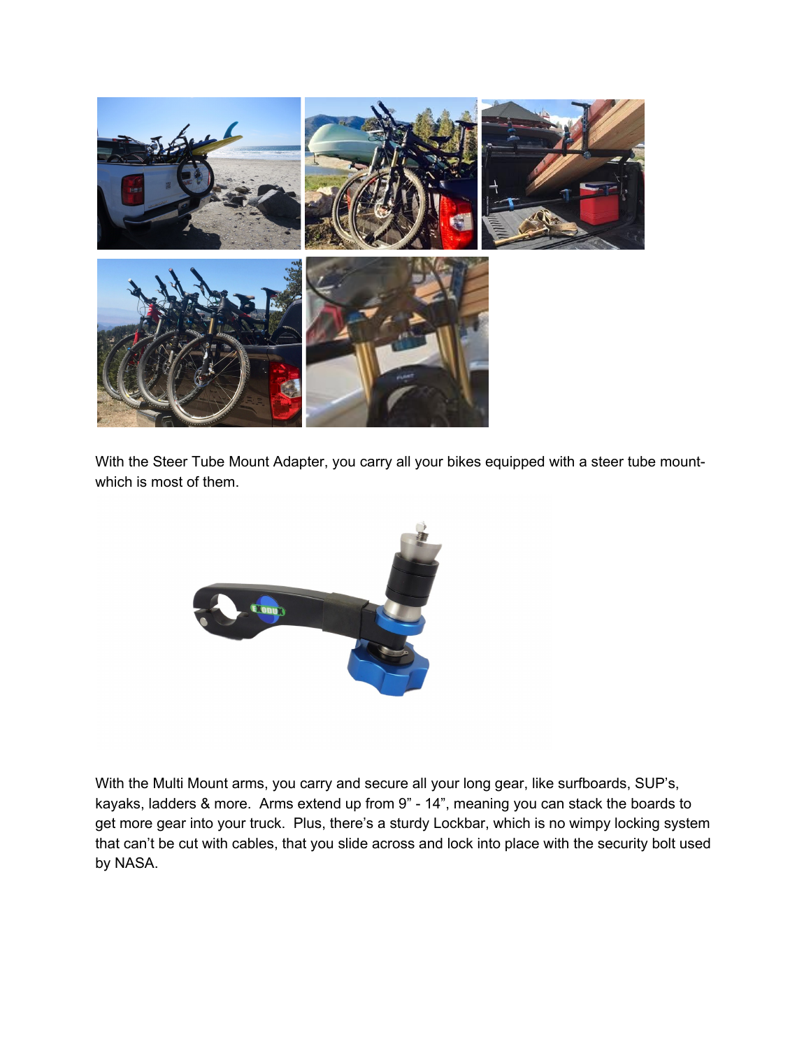With the Steer Tube Mount Adapter, you carry all your bikes equipped with a steer tube mount- which is most of them.

With the Multi Mount arms, you carry and secure all your long gear, like surfboards, SUP's, kayaks, ladders & more. Arms extend up from 9" - 14", meaning you can stack the boards to get more gear into your truck. Plus, there's a sturdy Lockbar, which is no wimpy locking system that can't be cut with cables, that you slide across and lock into place with the security bolt used by NASA.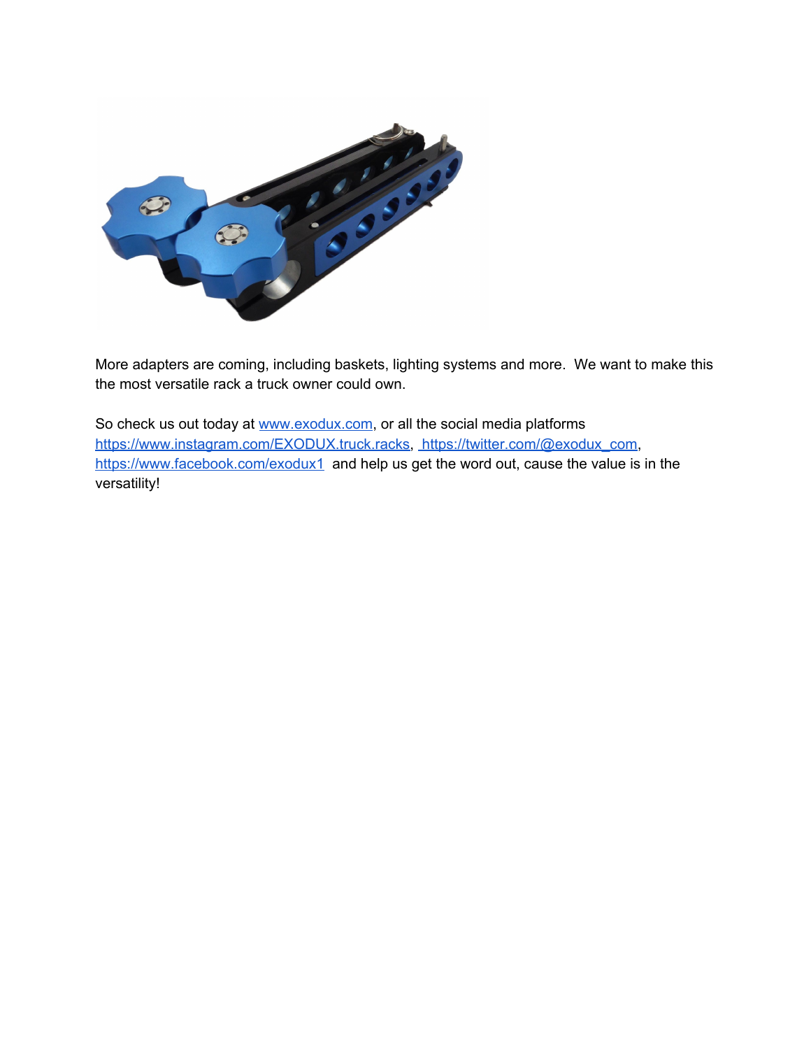More adapters are coming, including baskets, lighting systems and more. We want to make this the most versatile rack a truck owner could own.

So check us out today at [www.exodux.com](http://www.exodux.com), or all the social media platforms [https://www.instagram.com/EXODUX.truck.racks](https://www.instagram.com/EXODUX.truck.racks), [https://twitter.com/@exodux_com](https://twitter.com/@exodux_com), [https://www.facebook.com/exodux1](https://www.facebook.com/exodux1) and help us get the word out, cause the value is in the versatility!